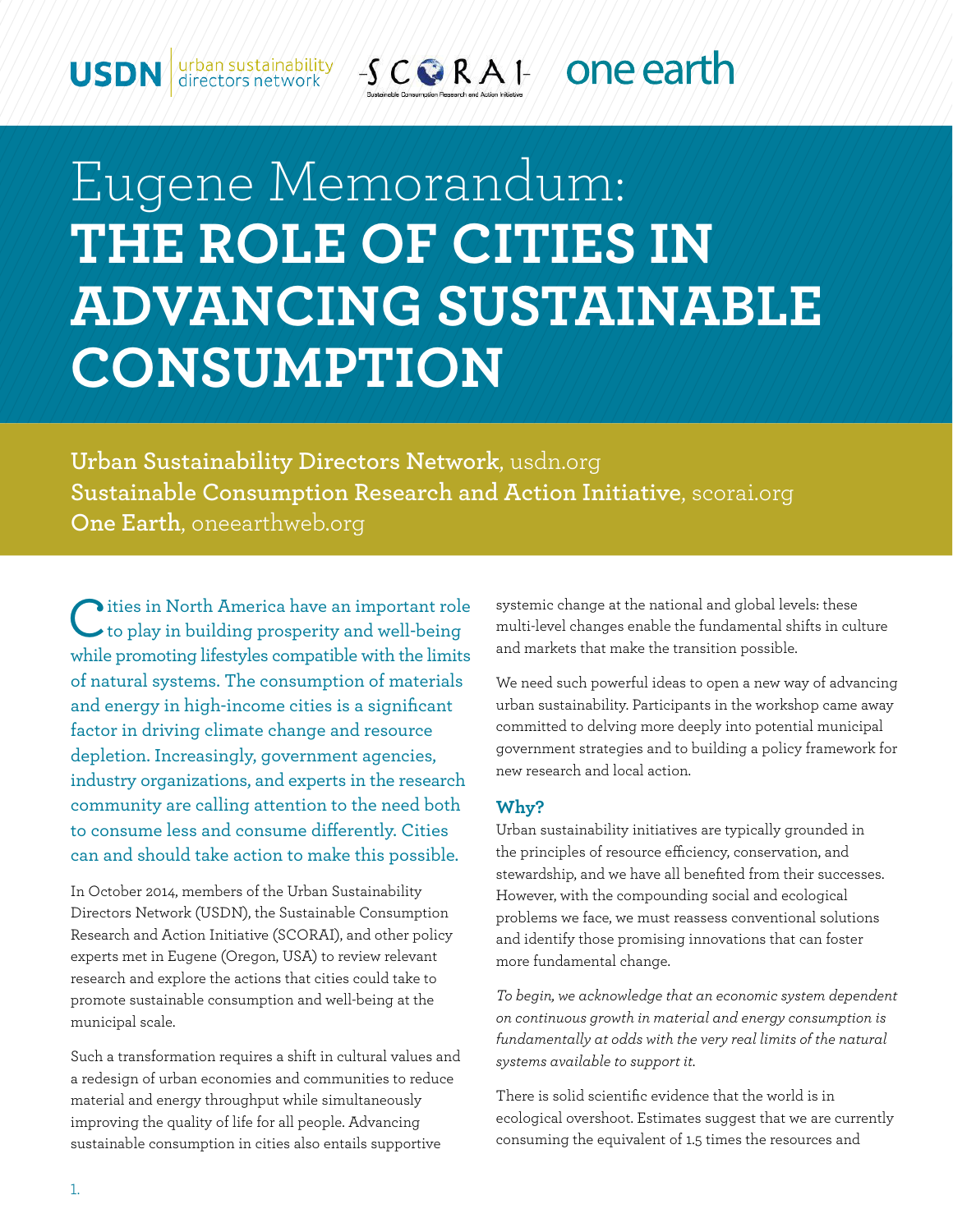# Eugene Memorandum: THE ROLE OF CITIES IN ADVANCING SUSTAINABLE CONSUMPTION

**Urban Sustainability Directors Network**, usdn.org
**Sustainable Consumption Research and Action Initiative**, scorai.org
**One Earth**, oneearthweb.org

Cities in North America have an important role to play in building prosperity and well-being while promoting lifestyles compatible with the limits of natural systems. The consumption of materials and energy in high-income cities is a significant factor in driving climate change and resource depletion. Increasingly, government agencies, industry organizations, and experts in the research community are calling attention to the need both to consume less and consume differently. Cities can and should take action to make this possible.

In October 2014, members of the Urban Sustainability Directors Network (USDN), the Sustainable Consumption Research and Action Initiative (SCORAI), and other policy experts met in Eugene (Oregon, USA) to review relevant research and explore the actions that cities could take to promote sustainable consumption and well-being at the municipal scale.

Such a transformation requires a shift in cultural values and a redesign of urban economies and communities to reduce material and energy throughput while simultaneously improving the quality of life for all people. Advancing sustainable consumption in cities also entails supportive systemic change at the national and global levels: these multi-level changes enable the fundamental shifts in culture and markets that make the transition possible.

We need such powerful ideas to open a new way of advancing urban sustainability. Participants in the workshop came away committed to delving more deeply into potential municipal government strategies and to building a policy framework for new research and local action.

### Why?

Urban sustainability initiatives are typically grounded in the principles of resource efficiency, conservation, and stewardship, and we have all benefited from their successes. However, with the compounding social and ecological problems we face, we must reassess conventional solutions and identify those promising innovations that can foster more fundamental change.

*To begin, we acknowledge that an economic system dependent on continuous growth in material and energy consumption is fundamentally at odds with the very real limits of the natural systems available to support it.*

There is solid scientific evidence that the world is in ecological overshoot. Estimates suggest that we are currently consuming the equivalent of 1.5 times the resources and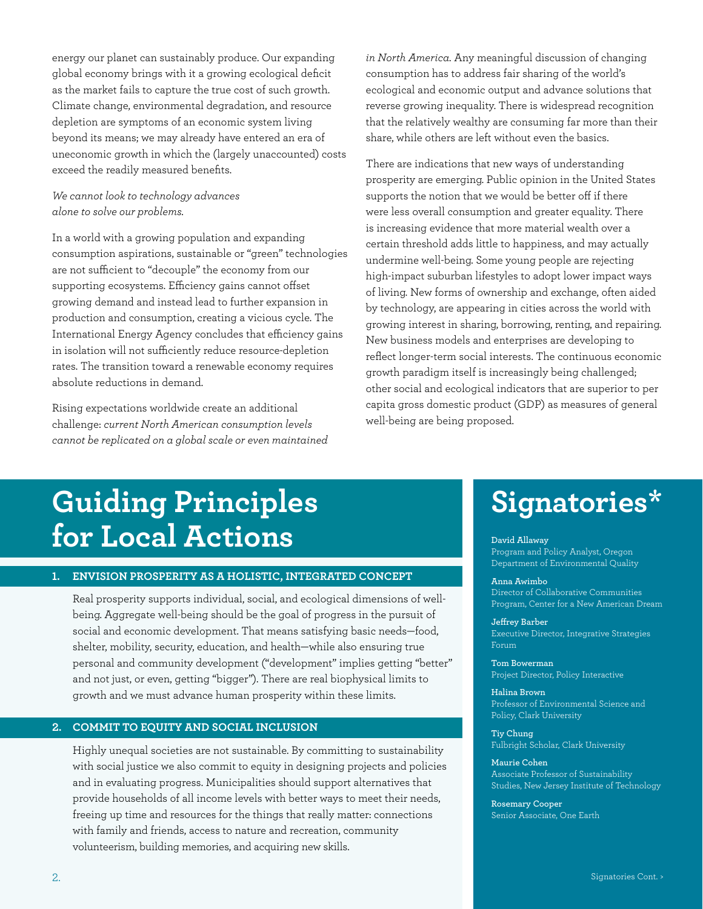energy our planet can sustainably produce. Our expanding global economy brings with it a growing ecological deficit as the market fails to capture the true cost of such growth. Climate change, environmental degradation, and resource depletion are symptoms of an economic system living beyond its means; we may already have entered an era of uneconomic growth in which the (largely unaccounted) costs exceed the readily measured benefits.

*We cannot look to technology advances alone to solve our problems.*

In a world with a growing population and expanding consumption aspirations, sustainable or "green" technologies are not sufficient to "decouple" the economy from our supporting ecosystems. Efficiency gains cannot offset growing demand and instead lead to further expansion in production and consumption, creating a vicious cycle. The International Energy Agency concludes that efficiency gains in isolation will not sufficiently reduce resource-depletion rates. The transition toward a renewable economy requires absolute reductions in demand.

Rising expectations worldwide create an additional challenge: *current North American consumption levels cannot be replicated on a global scale or even maintained in North America.* Any meaningful discussion of changing consumption has to address fair sharing of the world's ecological and economic output and advance solutions that reverse growing inequality. There is widespread recognition that the relatively wealthy are consuming far more than their share, while others are left without even the basics.

There are indications that new ways of understanding prosperity are emerging. Public opinion in the United States supports the notion that we would be better off if there were less overall consumption and greater equality. There is increasing evidence that more material wealth over a certain threshold adds little to happiness, and may actually undermine well-being. Some young people are rejecting high-impact suburban lifestyles to adopt lower impact ways of living. New forms of ownership and exchange, often aided by technology, are appearing in cities across the world with growing interest in sharing, borrowing, renting, and repairing. New business models and enterprises are developing to reflect longer-term social interests. The continuous economic growth paradigm itself is increasingly being challenged; other social and ecological indicators that are superior to per capita gross domestic product (GDP) as measures of general well-being are being proposed.

# Guiding Principles for Local Actions

## 1. ENVISION PROSPERITY AS A HOLISTIC, INTEGRATED CONCEPT

Real prosperity supports individual, social, and ecological dimensions of well-being. Aggregate well-being should be the goal of progress in the pursuit of social and economic development. That means satisfying basic needs—food, shelter, mobility, security, education, and health—while also ensuring true personal and community development ("development" implies getting "better" and not just, or even, getting "bigger"). There are real biophysical limits to growth and we must advance human prosperity within these limits.

## 2. COMMIT TO EQUITY AND SOCIAL INCLUSION

Highly unequal societies are not sustainable. By committing to sustainability with social justice we also commit to equity in designing projects and policies and in evaluating progress. Municipalities should support alternatives that provide households of all income levels with better ways to meet their needs, freeing up time and resources for the things that really matter: connections with family and friends, access to nature and recreation, community volunteerism, building memories, and acquiring new skills.

# Signatories*

**David Allaway**
Program and Policy Analyst, Oregon Department of Environmental Quality

**Anna Awimbo**
Director of Collaborative Communities Program, Center for a New American Dream

**Jeffrey Barber**
Executive Director, Integrative Strategies Forum

**Tom Bowerman**
Project Director, Policy Interactive

**Halina Brown**
Professor of Environmental Science and Policy, Clark University

**Tiy Chung**
Fulbright Scholar, Clark University

**Maurie Cohen**
Associate Professor of Sustainability Studies, New Jersey Institute of Technology

**Rosemary Cooper**
Senior Associate, One Earth

Signatories Cont. >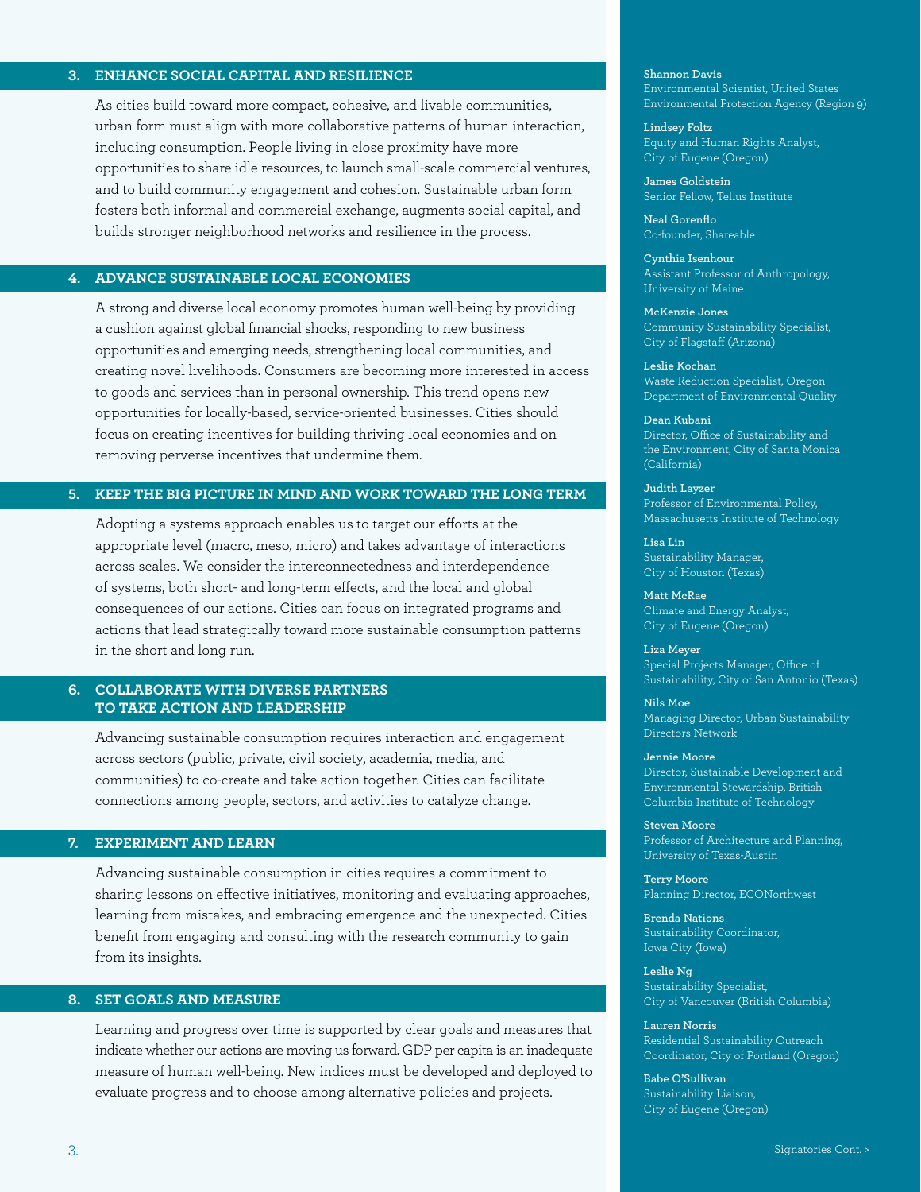## 3. ENHANCE SOCIAL CAPITAL AND RESILIENCE

As cities build toward more compact, cohesive, and livable communities, urban form must align with more collaborative patterns of human interaction, including consumption. People living in close proximity have more opportunities to share idle resources, to launch small-scale commercial ventures, and to build community engagement and cohesion. Sustainable urban form fosters both informal and commercial exchange, augments social capital, and builds stronger neighborhood networks and resilience in the process.

## 4. ADVANCE SUSTAINABLE LOCAL ECONOMIES

A strong and diverse local economy promotes human well-being by providing a cushion against global financial shocks, responding to new business opportunities and emerging needs, strengthening local communities, and creating novel livelihoods. Consumers are becoming more interested in access to goods and services than in personal ownership. This trend opens new opportunities for locally-based, service-oriented businesses. Cities should focus on creating incentives for building thriving local economies and on removing perverse incentives that undermine them.

## 5. KEEP THE BIG PICTURE IN MIND AND WORK TOWARD THE LONG TERM

Adopting a systems approach enables us to target our efforts at the appropriate level (macro, meso, micro) and takes advantage of interactions across scales. We consider the interconnectedness and interdependence of systems, both short- and long-term effects, and the local and global consequences of our actions. Cities can focus on integrated programs and actions that lead strategically toward more sustainable consumption patterns in the short and long run.

## 6. COLLABORATE WITH DIVERSE PARTNERS TO TAKE ACTION AND LEADERSHIP

Advancing sustainable consumption requires interaction and engagement across sectors (public, private, civil society, academia, media, and communities) to co-create and take action together. Cities can facilitate connections among people, sectors, and activities to catalyze change.

## 7. EXPERIMENT AND LEARN

Advancing sustainable consumption in cities requires a commitment to sharing lessons on effective initiatives, monitoring and evaluating approaches, learning from mistakes, and embracing emergence and the unexpected. Cities benefit from engaging and consulting with the research community to gain from its insights.

## 8. SET GOALS AND MEASURE

Learning and progress over time is supported by clear goals and measures that indicate whether our actions are moving us forward. GDP per capita is an inadequate measure of human well-being. New indices must be developed and deployed to evaluate progress and to choose among alternative policies and projects.

**Shannon Davis**
Environmental Scientist, United States Environmental Protection Agency (Region 9)

**Lindsey Foltz**
Equity and Human Rights Analyst, City of Eugene (Oregon)

**James Goldstein**
Senior Fellow, Tellus Institute

**Neal Gorenflo**
Co-founder, Shareable

**Cynthia Isenhour**
Assistant Professor of Anthropology, University of Maine

**McKenzie Jones**
Community Sustainability Specialist, City of Flagstaff (Arizona)

**Leslie Kochan**
Waste Reduction Specialist, Oregon Department of Environmental Quality

**Dean Kubani**
Director, Office of Sustainability and the Environment, City of Santa Monica (California)

**Judith Layzer**
Professor of Environmental Policy, Massachusetts Institute of Technology

**Lisa Lin**
Sustainability Manager, City of Houston (Texas)

**Matt McRae**
Climate and Energy Analyst, City of Eugene (Oregon)

**Liza Meyer**
Special Projects Manager, Office of Sustainability, City of San Antonio (Texas)

**Nils Moe**
Managing Director, Urban Sustainability Directors Network

**Jennie Moore**
Director, Sustainable Development and Environmental Stewardship, British Columbia Institute of Technology

**Steven Moore**
Professor of Architecture and Planning, University of Texas-Austin

**Terry Moore**
Planning Director, ECONorthwest

**Brenda Nations**
Sustainability Coordinator, Iowa City (Iowa)

**Leslie Ng**
Sustainability Specialist, City of Vancouver (British Columbia)

**Lauren Norris**
Residential Sustainability Outreach Coordinator, City of Portland (Oregon)

**Babe O'Sullivan**
Sustainability Liaison, City of Eugene (Oregon)

Signatories Cont. >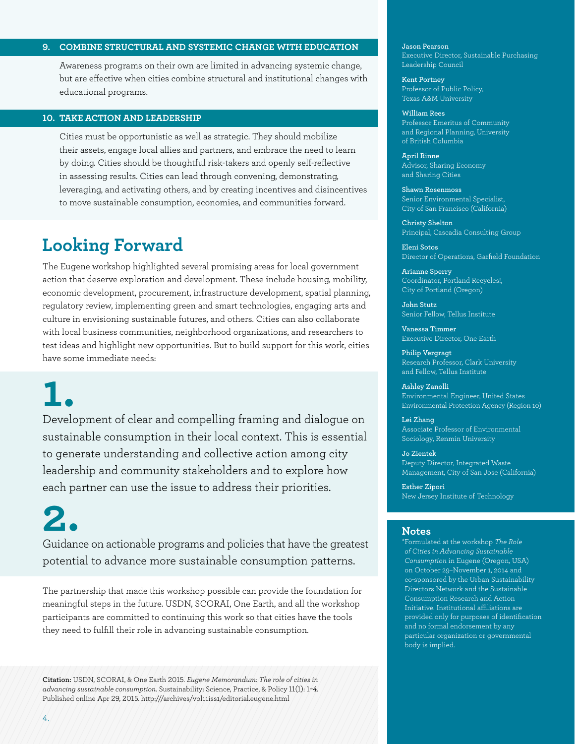### 9. COMBINE STRUCTURAL AND SYSTEMIC CHANGE WITH EDUCATION

Awareness programs on their own are limited in advancing systemic change, but are effective when cities combine structural and institutional changes with educational programs.

### 10. TAKE ACTION AND LEADERSHIP

Cities must be opportunistic as well as strategic. They should mobilize their assets, engage local allies and partners, and embrace the need to learn by doing. Cities should be thoughtful risk-takers and openly self-reflective in assessing results. Cities can lead through convening, demonstrating, leveraging, and activating others, and by creating incentives and disincentives to move sustainable consumption, economies, and communities forward.

## Looking Forward

The Eugene workshop highlighted several promising areas for local government action that deserve exploration and development. These include housing, mobility, economic development, procurement, infrastructure development, spatial planning, regulatory review, implementing green and smart technologies, engaging arts and culture in envisioning sustainable futures, and others. Cities can also collaborate with local business communities, neighborhood organizations, and researchers to test ideas and highlight new opportunities. But to build support for this work, cities have some immediate needs:

**1.**

Development of clear and compelling framing and dialogue on sustainable consumption in their local context. This is essential to generate understanding and collective action among city leadership and community stakeholders and to explore how each partner can use the issue to address their priorities.

**2.**

Guidance on actionable programs and policies that have the greatest potential to advance more sustainable consumption patterns.

The partnership that made this workshop possible can provide the foundation for meaningful steps in the future. USDN, SCORAI, One Earth, and all the workshop participants are committed to continuing this work so that cities have the tools they need to fulfill their role in advancing sustainable consumption.

**Citation:** USDN, SCORAI, & One Earth 2015. *Eugene Memorandum: The role of cities in advancing sustainable consumption.* Sustainability: Science, Practice, & Policy 11(1): 1–4. Published online Apr 29, 2015. http:///archives/vol11iss1/editorial.eugene.html

**Jason Pearson**
Executive Director, Sustainable Purchasing Leadership Council

**Kent Portney**
Professor of Public Policy, Texas A&M University

**William Rees**
Professor Emeritus of Community and Regional Planning, University of British Columbia

**April Rinne**
Advisor, Sharing Economy and Sharing Cities

**Shawn Rosenmoss**
Senior Environmental Specialist, City of San Francisco (California)

**Christy Shelton**
Principal, Cascadia Consulting Group

**Eleni Sotos**
Director of Operations, Garfield Foundation

**Arianne Sperry**
Coordinator, Portland Recycles!, City of Portland (Oregon)

**John Stutz**
Senior Fellow, Tellus Institute

**Vanessa Timmer**
Executive Director, One Earth

**Philip Vergragt**
Research Professor, Clark University and Fellow, Tellus Institute

**Ashley Zanolli**
Environmental Engineer, United States Environmental Protection Agency (Region 10)

**Lei Zhang**
Associate Professor of Environmental Sociology, Renmin University

**Jo Zientek**
Deputy Director, Integrated Waste Management, City of San Jose (California)

**Esther Zipori**
New Jersey Institute of Technology

### Notes

*Formulated at the workshop *The Role of Cities in Advancing Sustainable Consumption* in Eugene (Oregon, USA) on October 29–November 1, 2014 and co-sponsored by the Urban Sustainability Directors Network and the Sustainable Consumption Research and Action Initiative. Institutional affiliations are provided only for purposes of identification and no formal endorsement by any particular organization or governmental body is implied.